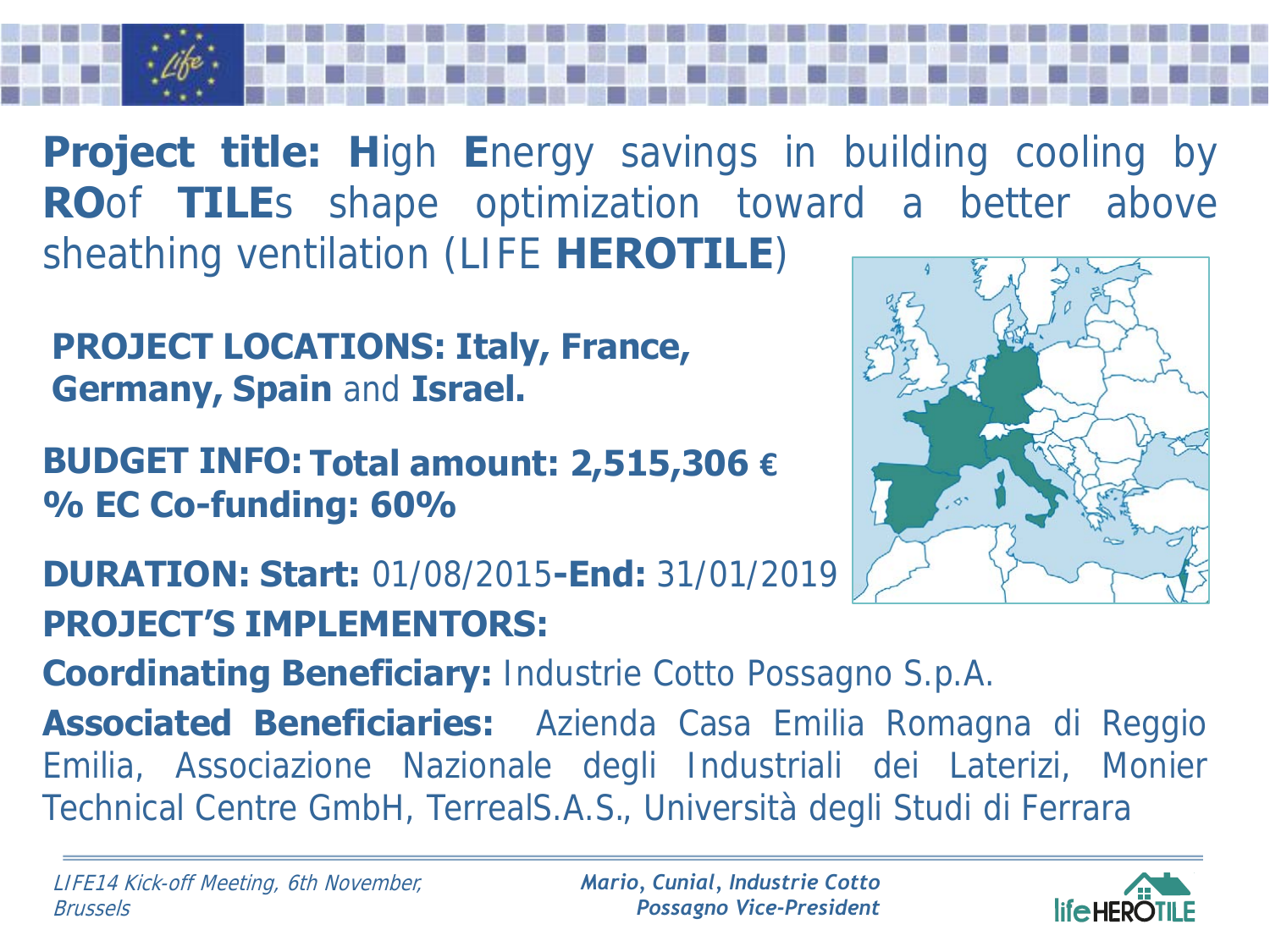**Project title: H**igh **E**nergy savings in building cooling by **RO**of **TILE**s shape optimization toward a better above sheathing ventilation (LIFE **HEROTILE**)

**PROJECT LOCATIONS: Italy, France, Germany, Spain** and **Israel.**

**BUDGET INFO: Total amount: 2,515,306 €**
**% EC Co-funding: 60%**

**DURATION: Start:** 01/08/2015**-End:** 31/01/2019

**PROJECT'S IMPLEMENTORS:**

**Coordinating Beneficiary:** Industrie Cotto Possagno S.p.A.

**Associated Beneficiaries:** Azienda Casa Emilia Romagna di Reggio Emilia, Associazione Nazionale degli Industriali dei Laterizi, Monier Technical Centre GmbH, TerrealS.A.S., Università degli Studi di Ferrara

*LIFE14 Kick-off Meeting, 6th November, Brussels*

***Mario, Cunial, Industrie Cotto Possagno Vice-President***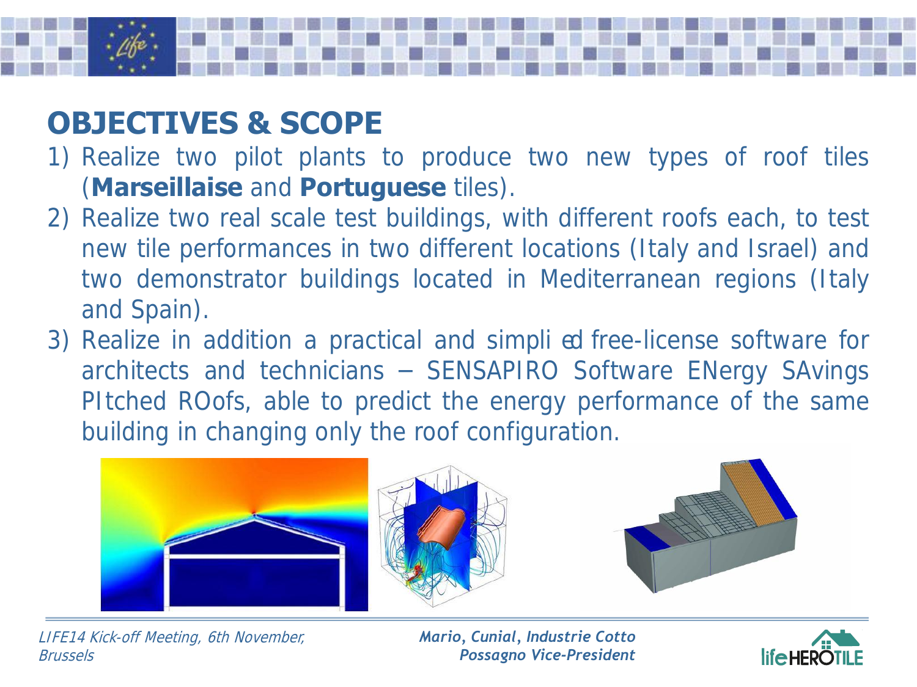## OBJECTIVES & SCOPE

1) Realize two pilot plants to produce two new types of roof tiles (**Marseillaise** and **Portuguese** tiles).
2) Realize two real scale test buildings, with different roofs each, to test new tile performances in two different locations (Italy and Israel) and two demonstrator buildings located in Mediterranean regions (Italy and Spain).
3) Realize in addition a practical and simpli ed free-license software for architects and technicians – SENSAPIRO Software ENergy SAvings PItched ROofs, able to predict the energy performance of the same building in changing only the roof configuration.

*LIFE14 Kick-off Meeting, 6th November, Brussels*

***Mario, Cunial, Industrie Cotto Possagno Vice-President***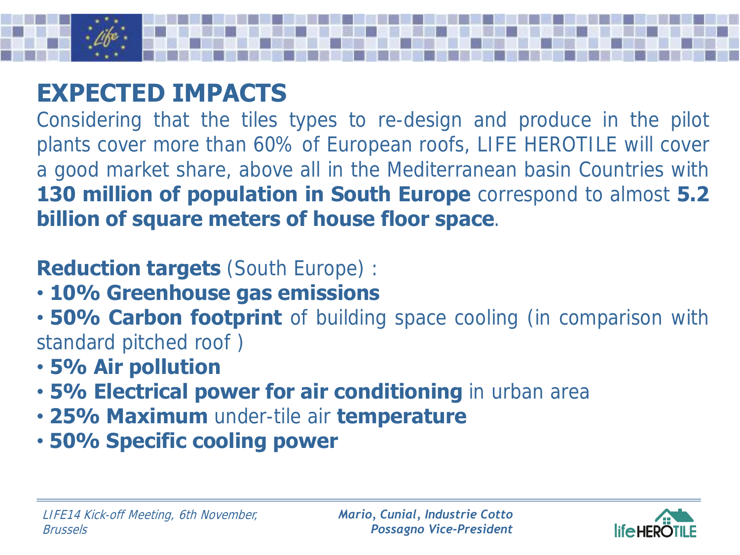# EXPECTED IMPACTS

Considering that the tiles types to re-design and produce in the pilot plants cover more than 60% of European roofs, LIFE HEROTILE will cover a good market share, above all in the Mediterranean basin Countries with **130 million of population in South Europe** correspond to almost **5.2 billion of square meters of house floor space**.

**Reduction targets** (South Europe) :

- **10% Greenhouse gas emissions**
- **50% Carbon footprint** of building space cooling (in comparison with standard pitched roof )
- **5% Air pollution**
- **5% Electrical power for air conditioning** in urban area
- **25% Maximum** under-tile air **temperature**
- **50% Specific cooling power**

*LIFE14 Kick-off Meeting, 6th November, Brussels*

***Mario, Cunial, Industrie Cotto Possagno Vice-President***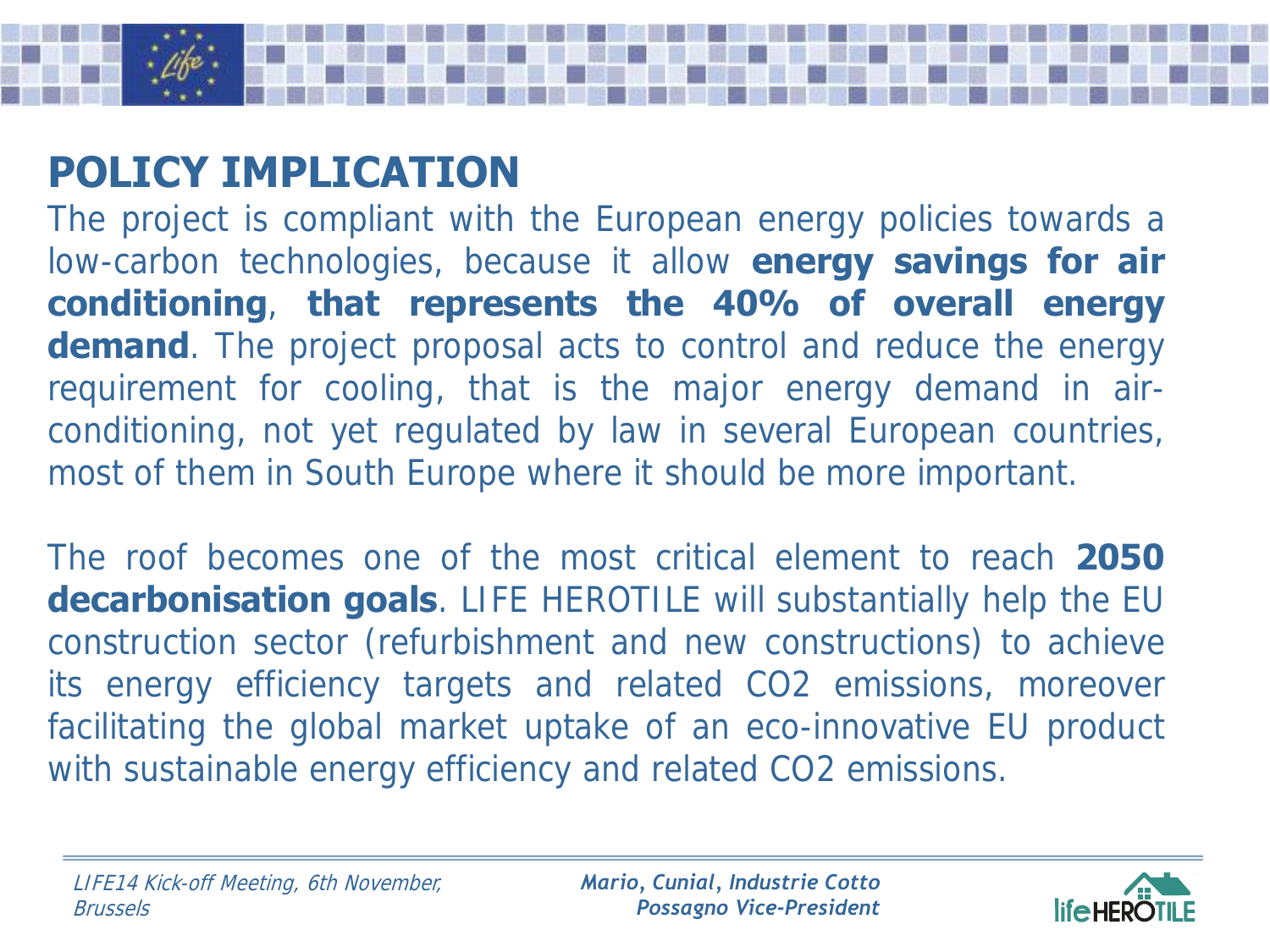# POLICY IMPLICATION

The project is compliant with the European energy policies towards a low-carbon technologies, because it allow **energy savings for air conditioning**, **that represents the 40% of overall energy demand**. The project proposal acts to control and reduce the energy requirement for cooling, that is the major energy demand in air-conditioning, not yet regulated by law in several European countries, most of them in South Europe where it should be more important.

The roof becomes one of the most critical element to reach **2050 decarbonisation goals**. LIFE HEROTILE will substantially help the EU construction sector (refurbishment and new constructions) to achieve its energy efficiency targets and related $CO_2$ emissions, moreover facilitating the global market uptake of an eco-innovative EU product with sustainable energy efficiency and related $CO_2$ emissions.

*LIFE14 Kick-off Meeting, 6th November, Brussels*

***Mario, Cunial, Industrie Cotto Possagno Vice-President***